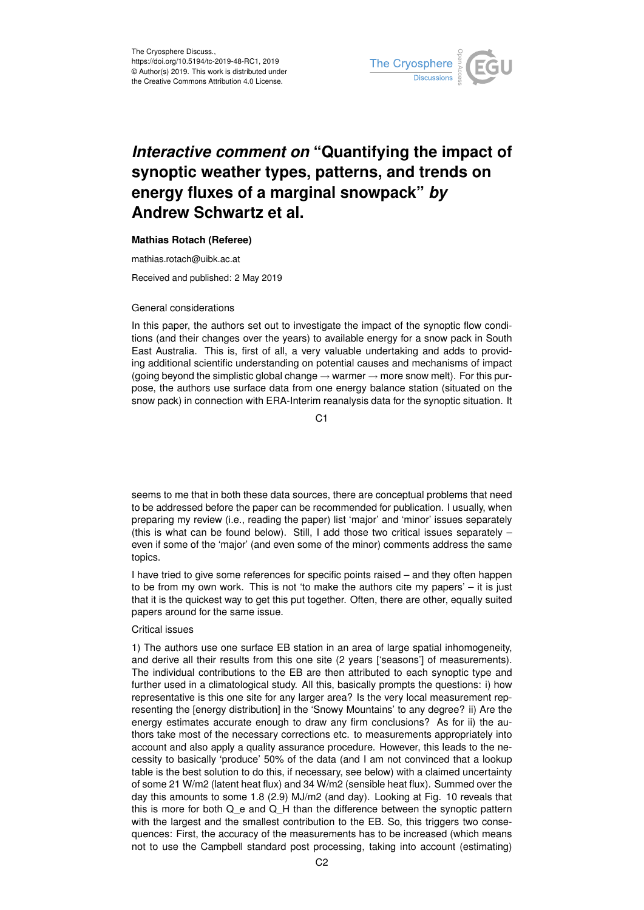The Cryosphere Discuss.,
https://doi.org/10.5194/tc-2019-48-RC1, 2019
© Author(s) 2019. This work is distributed under
the Creative Commons Attribution 4.0 License.

# *Interactive comment on* "Quantifying the impact of synoptic weather types, patterns, and trends on energy fluxes of a marginal snowpack" *by* Andrew Schwartz et al.

**Mathias Rotach (Referee)**

mathias.rotach@uibk.ac.at

Received and published: 2 May 2019

General considerations

In this paper, the authors set out to investigate the impact of the synoptic flow conditions (and their changes over the years) to available energy for a snow pack in South East Australia. This is, first of all, a very valuable undertaking and adds to providing additional scientific understanding on potential causes and mechanisms of impact (going beyond the simplistic global change → warmer → more snow melt). For this purpose, the authors use surface data from one energy balance station (situated on the snow pack) in connection with ERA-Interim reanalysis data for the synoptic situation. It seems to me that in both these data sources, there are conceptual problems that need to be addressed before the paper can be recommended for publication. I usually, when preparing my review (i.e., reading the paper) list 'major' and 'minor' issues separately (this is what can be found below). Still, I add those two critical issues separately – even if some of the 'major' (and even some of the minor) comments address the same topics.

I have tried to give some references for specific points raised – and they often happen to be from my own work. This is not 'to make the authors cite my papers' – it is just that it is the quickest way to get this put together. Often, there are other, equally suited papers around for the same issue.

Critical issues

1) The authors use one surface EB station in an area of large spatial inhomogeneity, and derive all their results from this one site (2 years ['seasons'] of measurements). The individual contributions to the EB are then attributed to each synoptic type and further used in a climatological study. All this, basically prompts the questions: i) how representative is this one site for any larger area? Is the very local measurement representing the [energy distribution] in the 'Snowy Mountains' to any degree? ii) Are the energy estimates accurate enough to draw any firm conclusions? As for ii) the authors take most of the necessary corrections etc. to measurements appropriately into account and also apply a quality assurance procedure. However, this leads to the necessity to basically 'produce' 50% of the data (and I am not convinced that a lookup table is the best solution to do this, if necessary, see below) with a claimed uncertainty of some 21 W/m2 (latent heat flux) and 34 W/m2 (sensible heat flux). Summed over the day this amounts to some 1.8 (2.9) MJ/m2 (and day). Looking at Fig. 10 reveals that this is more for both Q_e and Q_H than the difference between the synoptic pattern with the largest and the smallest contribution to the EB. So, this triggers two consequences: First, the accuracy of the measurements has to be increased (which means not to use the Campbell standard post processing, taking into account (estimating)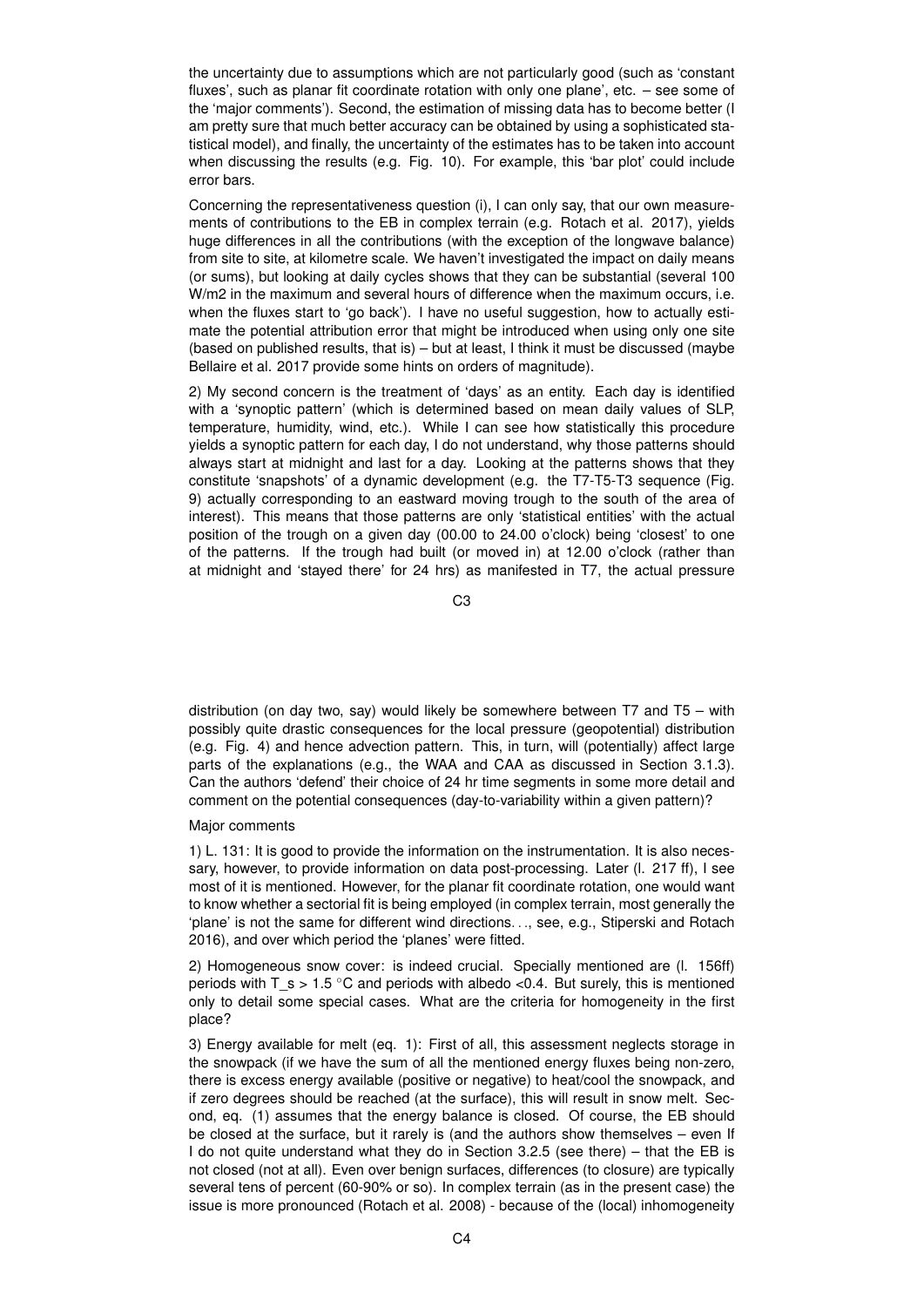the uncertainty due to assumptions which are not particularly good (such as 'constant fluxes', such as planar fit coordinate rotation with only one plane', etc. – see some of the 'major comments'). Second, the estimation of missing data has to become better (I am pretty sure that much better accuracy can be obtained by using a sophisticated statistical model), and finally, the uncertainty of the estimates has to be taken into account when discussing the results (e.g. Fig. 10). For example, this 'bar plot' could include error bars.

Concerning the representativeness question (i), I can only say, that our own measurements of contributions to the EB in complex terrain (e.g. Rotach et al. 2017), yields huge differences in all the contributions (with the exception of the longwave balance) from site to site, at kilometre scale. We haven't investigated the impact on daily means (or sums), but looking at daily cycles shows that they can be substantial (several 100 W/m2 in the maximum and several hours of difference when the maximum occurs, i.e. when the fluxes start to 'go back'). I have no useful suggestion, how to actually estimate the potential attribution error that might be introduced when using only one site (based on published results, that is) – but at least, I think it must be discussed (maybe Bellaire et al. 2017 provide some hints on orders of magnitude).

2) My second concern is the treatment of 'days' as an entity. Each day is identified with a 'synoptic pattern' (which is determined based on mean daily values of SLP, temperature, humidity, wind, etc.). While I can see how statistically this procedure yields a synoptic pattern for each day, I do not understand, why those patterns should always start at midnight and last for a day. Looking at the patterns shows that they constitute 'snapshots' of a dynamic development (e.g. the T7-T5-T3 sequence (Fig. 9) actually corresponding to an eastward moving trough to the south of the area of interest). This means that those patterns are only 'statistical entities' with the actual position of the trough on a given day (00.00 to 24.00 o'clock) being 'closest' to one of the patterns. If the trough had built (or moved in) at 12.00 o'clock (rather than at midnight and 'stayed there' for 24 hrs) as manifested in T7, the actual pressure distribution (on day two, say) would likely be somewhere between T7 and T5 – with possibly quite drastic consequences for the local pressure (geopotential) distribution (e.g. Fig. 4) and hence advection pattern. This, in turn, will (potentially) affect large parts of the explanations (e.g., the WAA and CAA as discussed in Section 3.1.3). Can the authors 'defend' their choice of 24 hr time segments in some more detail and comment on the potential consequences (day-to-variability within a given pattern)?

Major comments

1) L. 131: It is good to provide the information on the instrumentation. It is also necessary, however, to provide information on data post-processing. Later (l. 217 ff), I see most of it is mentioned. However, for the planar fit coordinate rotation, one would want to know whether a sectorial fit is being employed (in complex terrain, most generally the 'plane' is not the same for different wind directions. . ., see, e.g., Stiperski and Rotach 2016), and over which period the 'planes' were fitted.

2) Homogeneous snow cover: is indeed crucial. Specially mentioned are (l. 156ff) periods with $T_s > 1.5$ °C and periods with albedo <0.4. But surely, this is mentioned only to detail some special cases. What are the criteria for homogeneity in the first place?

3) Energy available for melt (eq. 1): First of all, this assessment neglects storage in the snowpack (if we have the sum of all the mentioned energy fluxes being non-zero, there is excess energy available (positive or negative) to heat/cool the snowpack, and if zero degrees should be reached (at the surface), this will result in snow melt. Second, eq. (1) assumes that the energy balance is closed. Of course, the EB should be closed at the surface, but it rarely is (and the authors show themselves – even If I do not quite understand what they do in Section 3.2.5 (see there) – that the EB is not closed (not at all). Even over benign surfaces, differences (to closure) are typically several tens of percent (60-90% or so). In complex terrain (as in the present case) the issue is more pronounced (Rotach et al. 2008) - because of the (local) inhomogeneity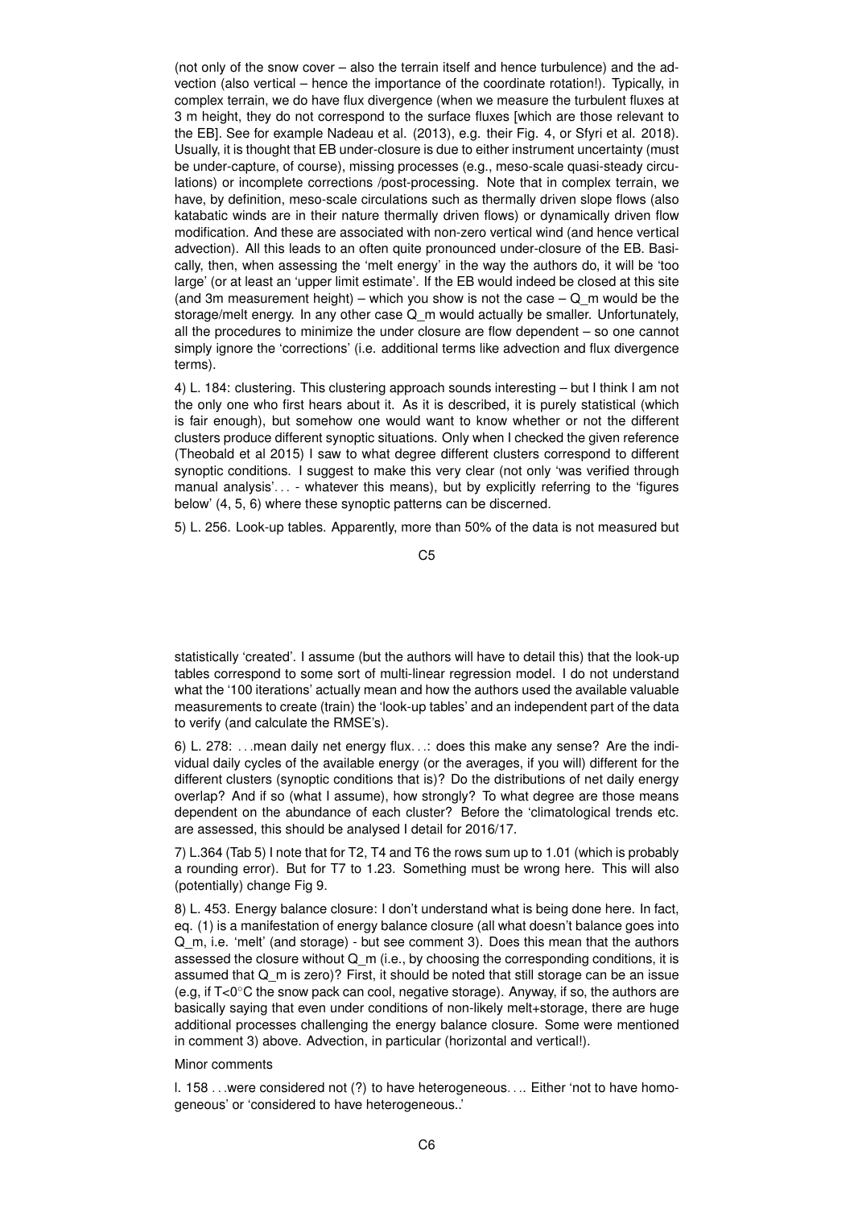(not only of the snow cover – also the terrain itself and hence turbulence) and the advection (also vertical – hence the importance of the coordinate rotation!). Typically, in complex terrain, we do have flux divergence (when we measure the turbulent fluxes at 3 m height, they do not correspond to the surface fluxes [which are those relevant to the EB]. See for example Nadeau et al. (2013), e.g. their Fig. 4, or Sfyri et al. 2018). Usually, it is thought that EB under-closure is due to either instrument uncertainty (must be under-capture, of course), missing processes (e.g., meso-scale quasi-steady circulations) or incomplete corrections /post-processing. Note that in complex terrain, we have, by definition, meso-scale circulations such as thermally driven slope flows (also katabatic winds are in their nature thermally driven flows) or dynamically driven flow modification. And these are associated with non-zero vertical wind (and hence vertical advection). All this leads to an often quite pronounced under-closure of the EB. Basically, then, when assessing the 'melt energy' in the way the authors do, it will be 'too large' (or at least an 'upper limit estimate'. If the EB would indeed be closed at this site (and 3m measurement height) – which you show is not the case – $Q_m$ would be the storage/melt energy. In any other case $Q_m$ would actually be smaller. Unfortunately, all the procedures to minimize the under closure are flow dependent – so one cannot simply ignore the 'corrections' (i.e. additional terms like advection and flux divergence terms).

4) L. 184: clustering. This clustering approach sounds interesting – but I think I am not the only one who first hears about it. As it is described, it is purely statistical (which is fair enough), but somehow one would want to know whether or not the different clusters produce different synoptic situations. Only when I checked the given reference (Theobald et al 2015) I saw to what degree different clusters correspond to different synoptic conditions. I suggest to make this very clear (not only 'was verified through manual analysis'. . . - whatever this means), but by explicitly referring to the 'figures below' (4, 5, 6) where these synoptic patterns can be discerned.

5) L. 256. Look-up tables. Apparently, more than 50% of the data is not measured but statistically 'created'. I assume (but the authors will have to detail this) that the look-up tables correspond to some sort of multi-linear regression model. I do not understand what the '100 iterations' actually mean and how the authors used the available valuable measurements to create (train) the 'look-up tables' and an independent part of the data to verify (and calculate the RMSE's).

6) L. 278: . . .mean daily net energy flux. . .: does this make any sense? Are the individual daily cycles of the available energy (or the averages, if you will) different for the different clusters (synoptic conditions that is)? Do the distributions of net daily energy overlap? And if so (what I assume), how strongly? To what degree are those means dependent on the abundance of each cluster? Before the 'climatological trends etc. are assessed, this should be analysed I detail for 2016/17.

7) L.364 (Tab 5) I note that for T2, T4 and T6 the rows sum up to 1.01 (which is probably a rounding error). But for T7 to 1.23. Something must be wrong here. This will also (potentially) change Fig 9.

8) L. 453. Energy balance closure: I don't understand what is being done here. In fact, eq. (1) is a manifestation of energy balance closure (all what doesn't balance goes into $Q_m$, i.e. 'melt' (and storage) - but see comment 3). Does this mean that the authors assessed the closure without $Q_m$ (i.e., by choosing the corresponding conditions, it is assumed that $Q_m$ is zero)? First, it should be noted that still storage can be an issue (e.g, if $T<0°C$ the snow pack can cool, negative storage). Anyway, if so, the authors are basically saying that even under conditions of non-likely melt+storage, there are huge additional processes challenging the energy balance closure. Some were mentioned in comment 3) above. Advection, in particular (horizontal and vertical!).

Minor comments

l. 158 . . .were considered not (?) to have heterogeneous. . .. Either 'not to have homogeneous' or 'considered to have heterogeneous..'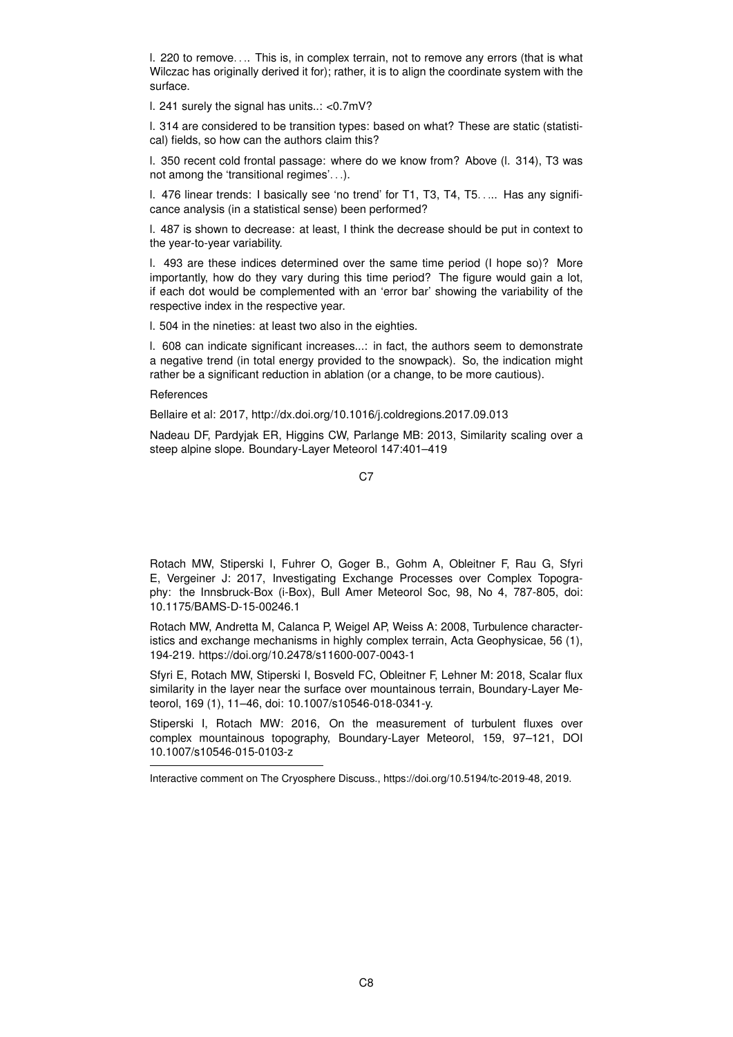l. 220 to remove.... This is, in complex terrain, not to remove any errors (that is what Wilczac has originally derived it for); rather, it is to align the coordinate system with the surface.

l. 241 surely the signal has units..: <0.7mV?

l. 314 are considered to be transition types: based on what? These are static (statistical) fields, so how can the authors claim this?

l. 350 recent cold frontal passage: where do we know from? Above (l. 314), T3 was not among the 'transitional regimes'...).

l. 476 linear trends: I basically see 'no trend' for T1, T3, T4, T5..... Has any significance analysis (in a statistical sense) been performed?

l. 487 is shown to decrease: at least, I think the decrease should be put in context to the year-to-year variability.

l. 493 are these indices determined over the same time period (I hope so)? More importantly, how do they vary during this time period? The figure would gain a lot, if each dot would be complemented with an 'error bar' showing the variability of the respective index in the respective year.

l. 504 in the nineties: at least two also in the eighties.

l. 608 can indicate significant increases...: in fact, the authors seem to demonstrate a negative trend (in total energy provided to the snowpack). So, the indication might rather be a significant reduction in ablation (or a change, to be more cautious).

References

Bellaire et al: 2017, http://dx.doi.org/10.1016/j.coldregions.2017.09.013

Nadeau DF, Pardyjak ER, Higgins CW, Parlange MB: 2013, Similarity scaling over a steep alpine slope. Boundary-Layer Meteorol 147:401–419

Rotach MW, Stiperski I, Fuhrer O, Goger B., Gohm A, Obleitner F, Rau G, Sfyri E, Vergeiner J: 2017, Investigating Exchange Processes over Complex Topography: the Innsbruck-Box (i-Box), Bull Amer Meteorol Soc, 98, No 4, 787-805, doi: 10.1175/BAMS-D-15-00246.1

Rotach MW, Andretta M, Calanca P, Weigel AP, Weiss A: 2008, Turbulence characteristics and exchange mechanisms in highly complex terrain, Acta Geophysicae, 56 (1), 194-219. https://doi.org/10.2478/s11600-007-0043-1

Sfyri E, Rotach MW, Stiperski I, Bosveld FC, Obleitner F, Lehner M: 2018, Scalar flux similarity in the layer near the surface over mountainous terrain, Boundary-Layer Meteorol, 169 (1), 11–46, doi: 10.1007/s10546-018-0341-y.

Stiperski I, Rotach MW: 2016, On the measurement of turbulent fluxes over complex mountainous topography, Boundary-Layer Meteorol, 159, 97–121, DOI 10.1007/s10546-015-0103-z

Interactive comment on The Cryosphere Discuss., https://doi.org/10.5194/tc-2019-48, 2019.